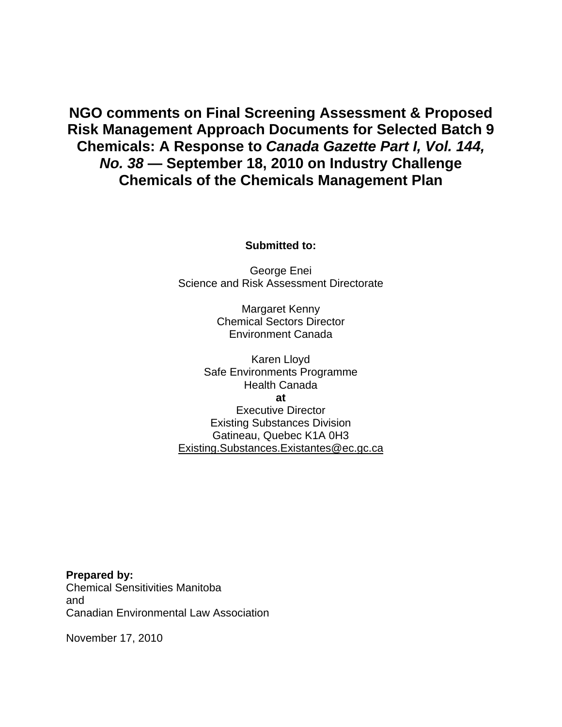# NGO comments on Final Screening Assessment & Proposed Risk Management Approach Documents for Selected Batch 9 Chemicals: A Response to *Canada Gazette Part I, Vol. 144, No. 38* — September 18, 2010 on Industry Challenge Chemicals of the Chemicals Management Plan

**Submitted to:**

George Enei
Science and Risk Assessment Directorate

Margaret Kenny
Chemical Sectors Director
Environment Canada

Karen Lloyd
Safe Environments Programme
Health Canada
**at**
Executive Director
Existing Substances Division
Gatineau, Quebec K1A 0H3
Existing.Substances.Existantes@ec.gc.ca

**Prepared by:**
Chemical Sensitivities Manitoba
and
Canadian Environmental Law Association

November 17, 2010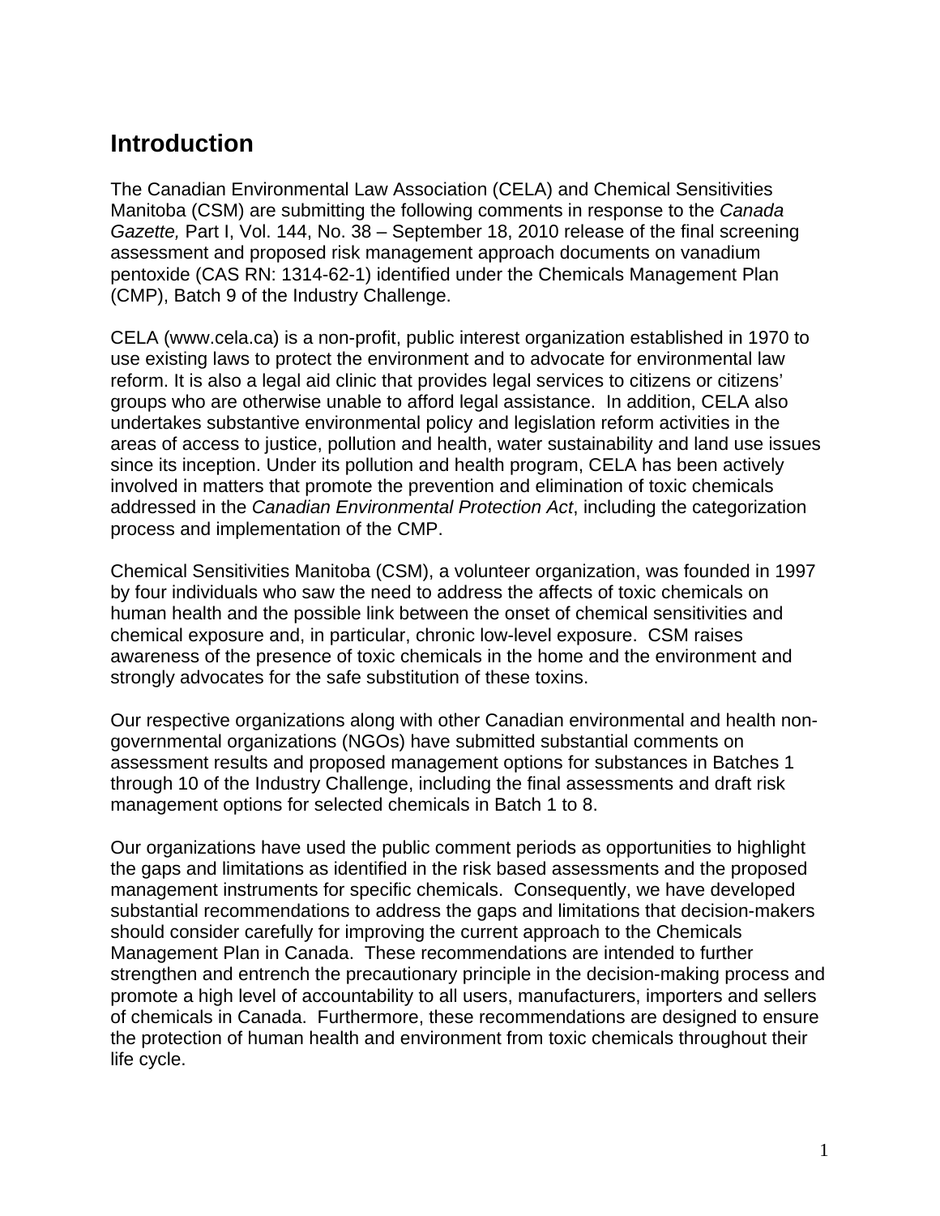## Introduction

The Canadian Environmental Law Association (CELA) and Chemical Sensitivities Manitoba (CSM) are submitting the following comments in response to the *Canada Gazette,* Part I, Vol. 144, No. 38 – September 18, 2010 release of the final screening assessment and proposed risk management approach documents on vanadium pentoxide (CAS RN: 1314-62-1) identified under the Chemicals Management Plan (CMP), Batch 9 of the Industry Challenge.

CELA (www.cela.ca) is a non-profit, public interest organization established in 1970 to use existing laws to protect the environment and to advocate for environmental law reform. It is also a legal aid clinic that provides legal services to citizens or citizens' groups who are otherwise unable to afford legal assistance. In addition, CELA also undertakes substantive environmental policy and legislation reform activities in the areas of access to justice, pollution and health, water sustainability and land use issues since its inception. Under its pollution and health program, CELA has been actively involved in matters that promote the prevention and elimination of toxic chemicals addressed in the *Canadian Environmental Protection Act*, including the categorization process and implementation of the CMP.

Chemical Sensitivities Manitoba (CSM), a volunteer organization, was founded in 1997 by four individuals who saw the need to address the affects of toxic chemicals on human health and the possible link between the onset of chemical sensitivities and chemical exposure and, in particular, chronic low-level exposure. CSM raises awareness of the presence of toxic chemicals in the home and the environment and strongly advocates for the safe substitution of these toxins.

Our respective organizations along with other Canadian environmental and health non-governmental organizations (NGOs) have submitted substantial comments on assessment results and proposed management options for substances in Batches 1 through 10 of the Industry Challenge, including the final assessments and draft risk management options for selected chemicals in Batch 1 to 8.

Our organizations have used the public comment periods as opportunities to highlight the gaps and limitations as identified in the risk based assessments and the proposed management instruments for specific chemicals. Consequently, we have developed substantial recommendations to address the gaps and limitations that decision-makers should consider carefully for improving the current approach to the Chemicals Management Plan in Canada. These recommendations are intended to further strengthen and entrench the precautionary principle in the decision-making process and promote a high level of accountability to all users, manufacturers, importers and sellers of chemicals in Canada. Furthermore, these recommendations are designed to ensure the protection of human health and environment from toxic chemicals throughout their life cycle.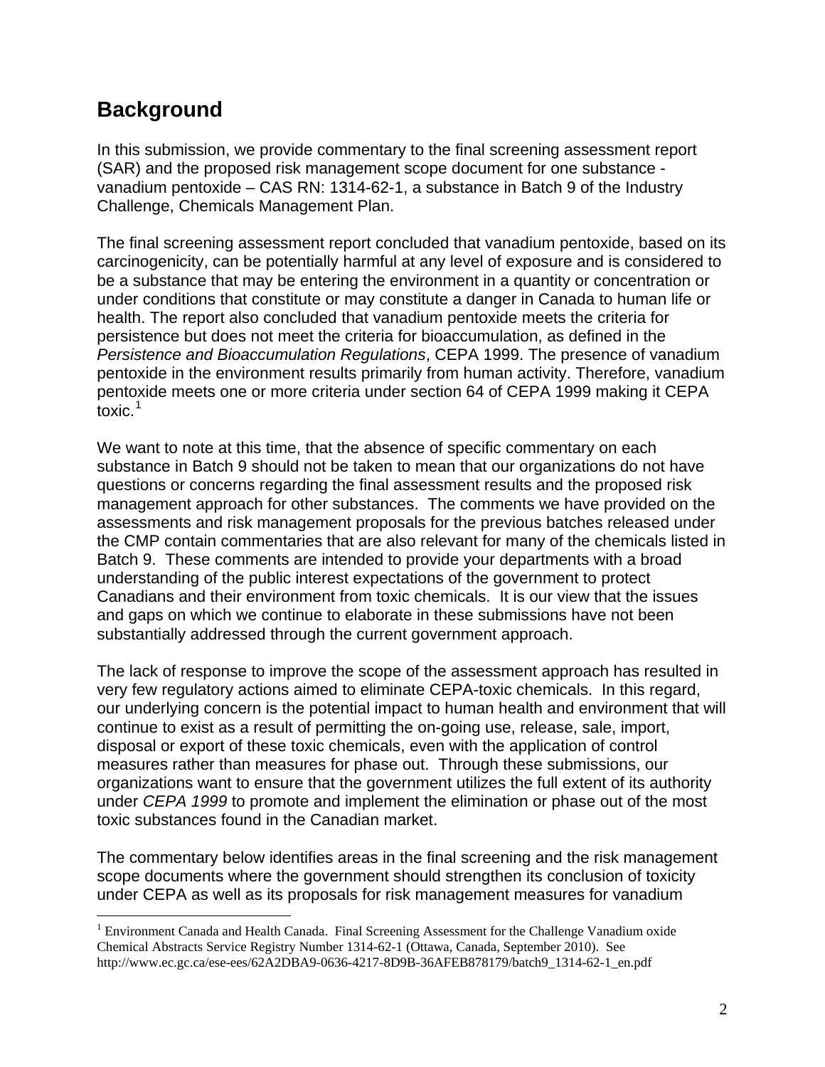## Background

In this submission, we provide commentary to the final screening assessment report (SAR) and the proposed risk management scope document for one substance - vanadium pentoxide – CAS RN: 1314-62-1, a substance in Batch 9 of the Industry Challenge, Chemicals Management Plan.

The final screening assessment report concluded that vanadium pentoxide, based on its carcinogenicity, can be potentially harmful at any level of exposure and is considered to be a substance that may be entering the environment in a quantity or concentration or under conditions that constitute or may constitute a danger in Canada to human life or health. The report also concluded that vanadium pentoxide meets the criteria for persistence but does not meet the criteria for bioaccumulation, as defined in the *Persistence and Bioaccumulation Regulations*, CEPA 1999. The presence of vanadium pentoxide in the environment results primarily from human activity. Therefore, vanadium pentoxide meets one or more criteria under section 64 of CEPA 1999 making it CEPA toxic.[1]

We want to note at this time, that the absence of specific commentary on each substance in Batch 9 should not be taken to mean that our organizations do not have questions or concerns regarding the final assessment results and the proposed risk management approach for other substances. The comments we have provided on the assessments and risk management proposals for the previous batches released under the CMP contain commentaries that are also relevant for many of the chemicals listed in Batch 9. These comments are intended to provide your departments with a broad understanding of the public interest expectations of the government to protect Canadians and their environment from toxic chemicals. It is our view that the issues and gaps on which we continue to elaborate in these submissions have not been substantially addressed through the current government approach.

The lack of response to improve the scope of the assessment approach has resulted in very few regulatory actions aimed to eliminate CEPA-toxic chemicals. In this regard, our underlying concern is the potential impact to human health and environment that will continue to exist as a result of permitting the on-going use, release, sale, import, disposal or export of these toxic chemicals, even with the application of control measures rather than measures for phase out. Through these submissions, our organizations want to ensure that the government utilizes the full extent of its authority under *CEPA 1999* to promote and implement the elimination or phase out of the most toxic substances found in the Canadian market.

The commentary below identifies areas in the final screening and the risk management scope documents where the government should strengthen its conclusion of toxicity under CEPA as well as its proposals for risk management measures for vanadium

[1] Environment Canada and Health Canada. Final Screening Assessment for the Challenge Vanadium oxide Chemical Abstracts Service Registry Number 1314-62-1 (Ottawa, Canada, September 2010). See http://www.ec.gc.ca/ese-ees/62A2DBA9-0636-4217-8D9B-36AFEB878179/batch9_1314-62-1_en.pdf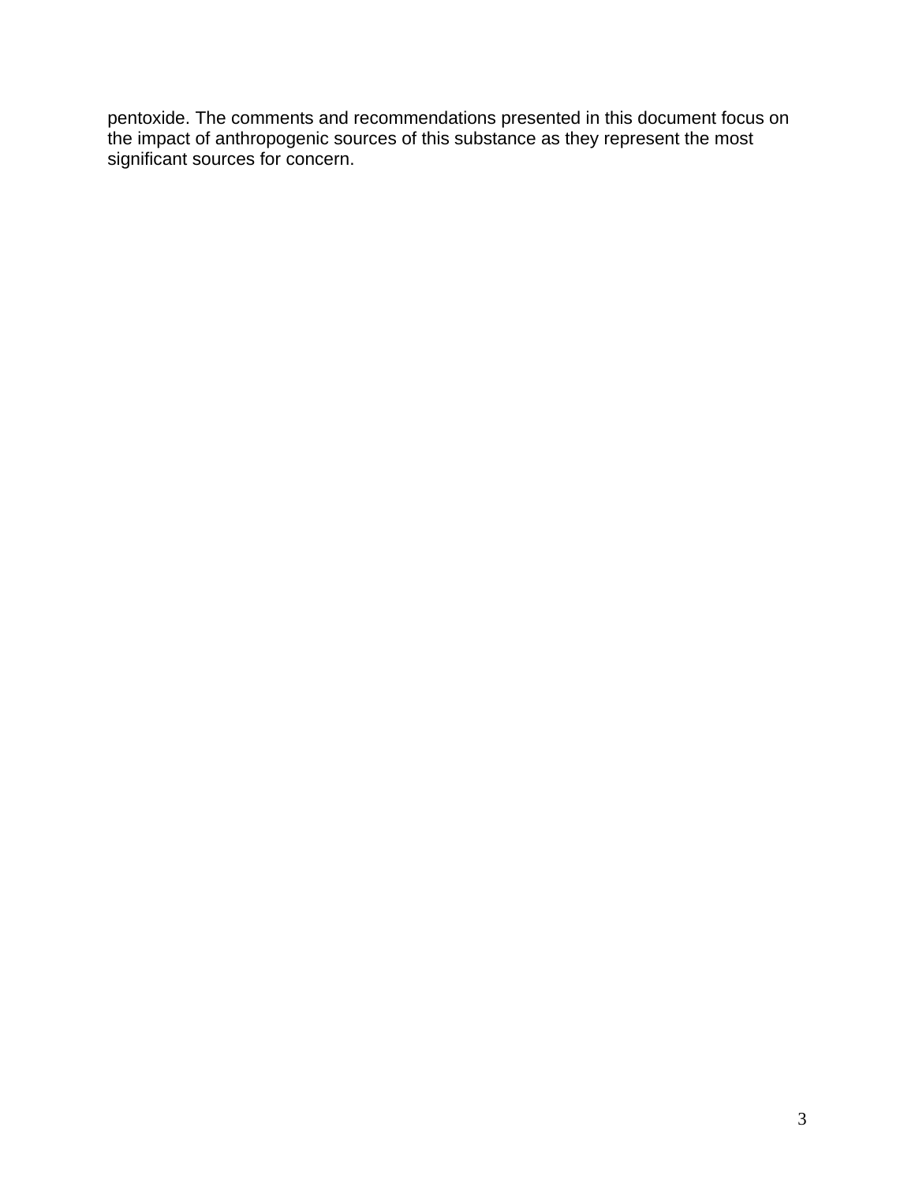pentoxide. The comments and recommendations presented in this document focus on the impact of anthropogenic sources of this substance as they represent the most significant sources for concern.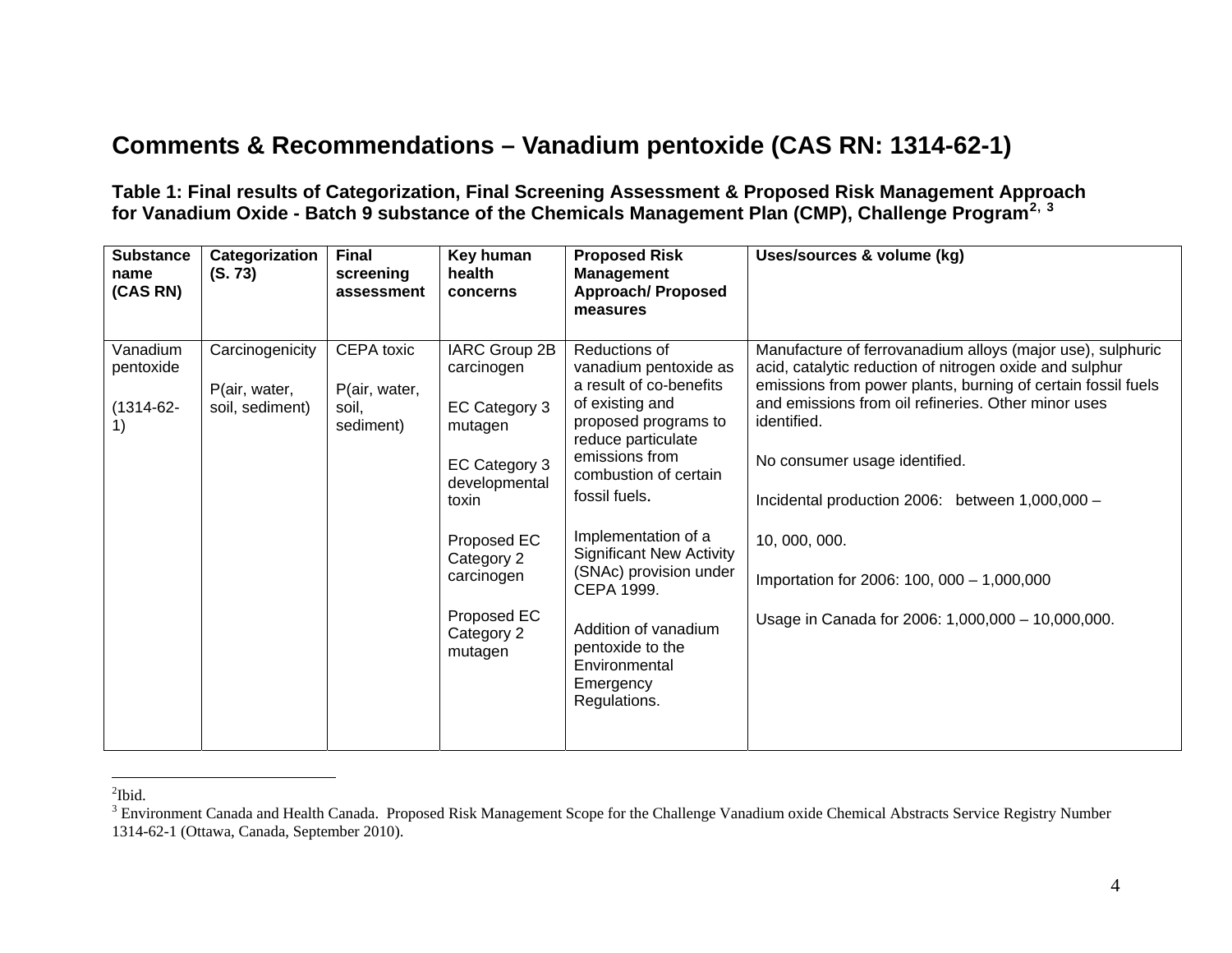# Comments & Recommendations – Vanadium pentoxide (CAS RN: 1314-62-1)

**Table 1: Final results of Categorization, Final Screening Assessment & Proposed Risk Management Approach for Vanadium Oxide - Batch 9 substance of the Chemicals Management Plan (CMP), Challenge Program[2, 3]**

| Substance name (CAS RN) | Categorization (S. 73) | Final screening assessment | Key human health concerns | Proposed Risk Management Approach/ Proposed measures | Uses/sources & volume (kg) |
|---|---|---|---|---|---|
| Vanadium pentoxide<br><br>(1314-62-1) | Carcinogenicity<br><br>P(air, water, soil, sediment) | CEPA toxic<br><br>P(air, water, soil, sediment) | IARC Group 2B carcinogen<br><br>EC Category 3 mutagen<br><br>EC Category 3 developmental toxin<br><br>Proposed EC Category 2 carcinogen<br><br>Proposed EC Category 2 mutagen | Reductions of vanadium pentoxide as a result of co-benefits of existing and proposed programs to reduce particulate emissions from combustion of certain fossil fuels.<br><br>Implementation of a Significant New Activity (SNAc) provision under CEPA 1999.<br><br>Addition of vanadium pentoxide to the Environmental Emergency Regulations. | Manufacture of ferrovanadium alloys (major use), sulphuric acid, catalytic reduction of nitrogen oxide and sulphur emissions from power plants, burning of certain fossil fuels and emissions from oil refineries. Other minor uses identified.<br><br>No consumer usage identified.<br><br>Incidental production 2006: between 1,000,000 – 10, 000, 000.<br><br>Importation for 2006: 100, 000 – 1,000,000<br><br>Usage in Canada for 2006: 1,000,000 – 10,000,000. |

---

[2] Ibid.

[3] Environment Canada and Health Canada. Proposed Risk Management Scope for the Challenge Vanadium oxide Chemical Abstracts Service Registry Number 1314-62-1 (Ottawa, Canada, September 2010).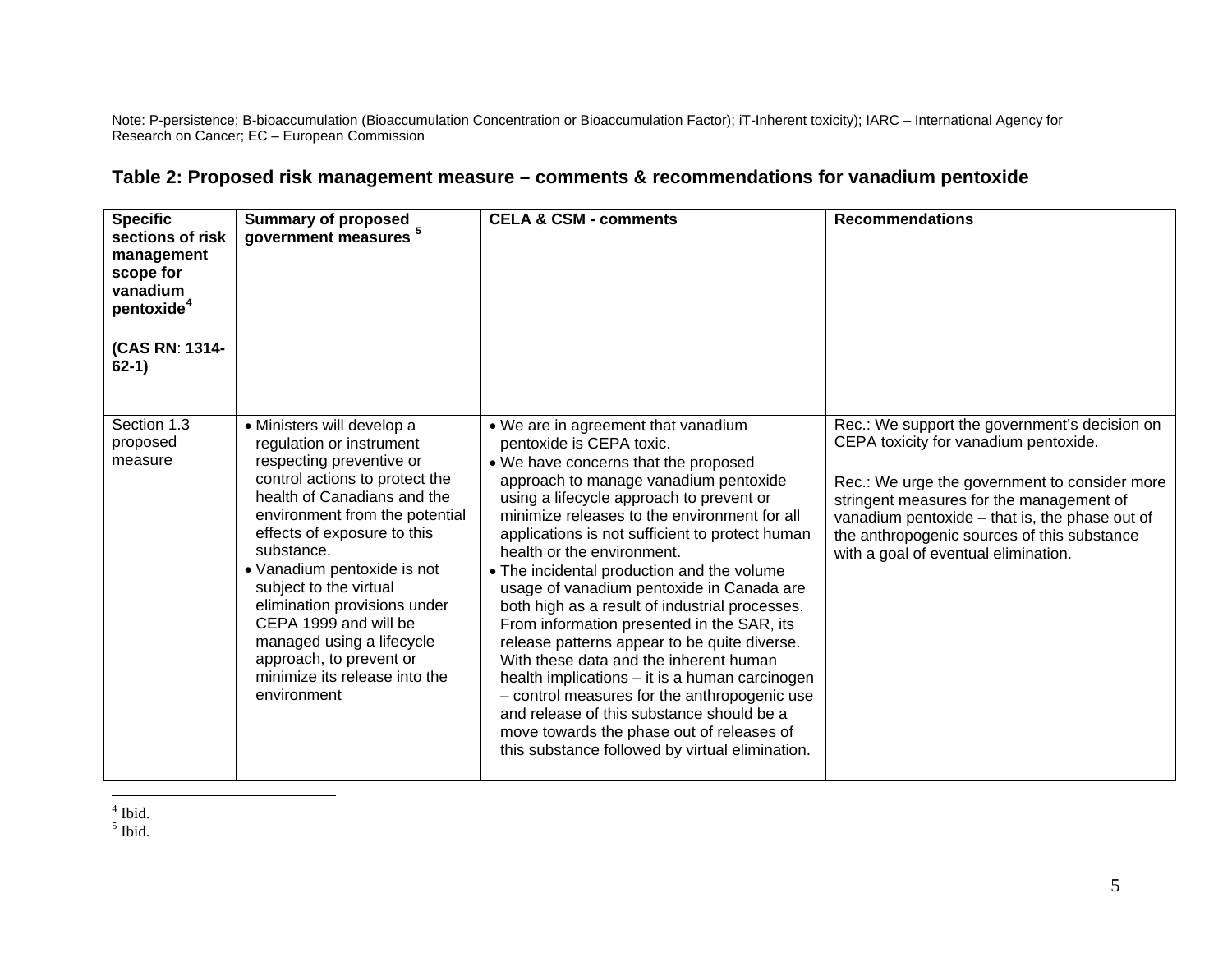Note: P-persistence; B-bioaccumulation (Bioaccumulation Concentration or Bioaccumulation Factor); iT-Inherent toxicity); IARC – International Agency for Research on Cancer; EC – European Commission

## Table 2: Proposed risk management measure – comments & recommendations for vanadium pentoxide

| **Specific sections of risk management scope for vanadium pentoxide[4]** <br><br> **(CAS RN: 1314-62-1)** | **Summary of proposed government measures [5]** | **CELA & CSM - comments** | **Recommendations** |
|---|---|---|---|
| Section 1.3 proposed measure | • Ministers will develop a regulation or instrument respecting preventive or control actions to protect the health of Canadians and the environment from the potential effects of exposure to this substance.<br>• Vanadium pentoxide is not subject to the virtual elimination provisions under CEPA 1999 and will be managed using a lifecycle approach, to prevent or minimize its release into the environment | • We are in agreement that vanadium pentoxide is CEPA toxic.<br>• We have concerns that the proposed approach to manage vanadium pentoxide using a lifecycle approach to prevent or minimize releases to the environment for all applications is not sufficient to protect human health or the environment.<br>• The incidental production and the volume usage of vanadium pentoxide in Canada are both high as a result of industrial processes. From information presented in the SAR, its release patterns appear to be quite diverse. With these data and the inherent human health implications – it is a human carcinogen – control measures for the anthropogenic use and release of this substance should be a move towards the phase out of releases of this substance followed by virtual elimination. | Rec.: We support the government's decision on CEPA toxicity for vanadium pentoxide.<br><br>Rec.: We urge the government to consider more stringent measures for the management of vanadium pentoxide – that is, the phase out of the anthropogenic sources of this substance with a goal of eventual elimination. |

[4] Ibid.
[5] Ibid.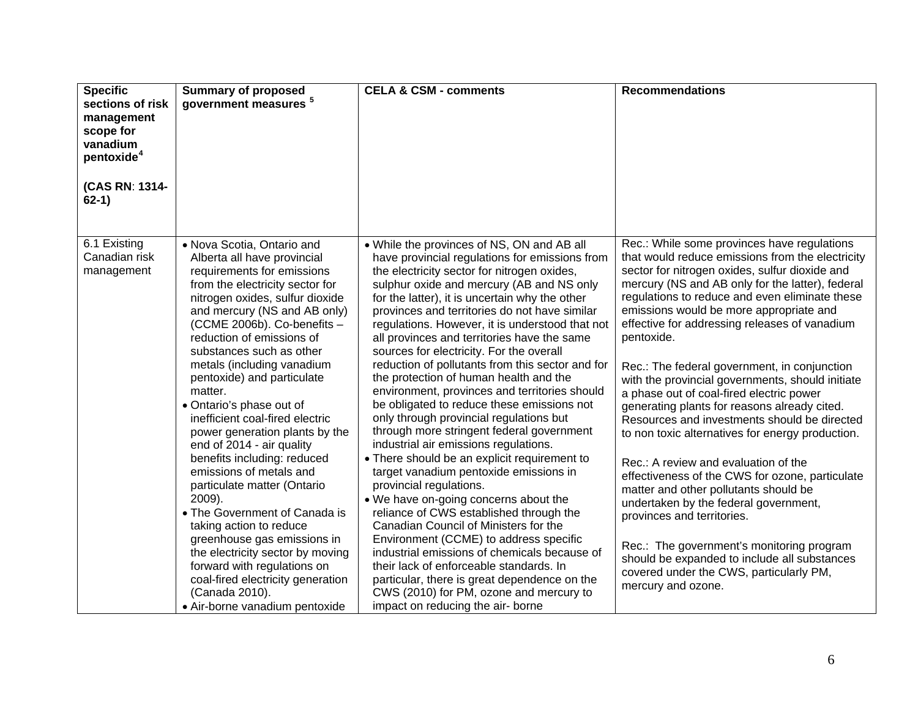| Specific sections of risk management scope for vanadium pentoxide[4] (CAS RN: 1314-62-1) | Summary of proposed government measures [5] | CELA & CSM - comments | Recommendations |
|---|---|---|---|
| 6.1 Existing Canadian risk management | • Nova Scotia, Ontario and Alberta all have provincial requirements for emissions from the electricity sector for nitrogen oxides, sulfur dioxide and mercury (NS and AB only) (CCME 2006b). Co-benefits – reduction of emissions of substances such as other metals (including vanadium pentoxide) and particulate matter.<br>• Ontario's phase out of inefficient coal-fired electric power generation plants by the end of 2014 - air quality benefits including: reduced emissions of metals and particulate matter (Ontario 2009).<br>• The Government of Canada is taking action to reduce greenhouse gas emissions in the electricity sector by moving forward with regulations on coal-fired electricity generation (Canada 2010).<br>• Air-borne vanadium pentoxide | • While the provinces of NS, ON and AB all have provincial regulations for emissions from the electricity sector for nitrogen oxides, sulphur oxide and mercury (AB and NS only for the latter), it is uncertain why the other provinces and territories do not have similar regulations. However, it is understood that not all provinces and territories have the same sources for electricity. For the overall reduction of pollutants from this sector and for the protection of human health and the environment, provinces and territories should be obligated to reduce these emissions not only through provincial regulations but through more stringent federal government industrial air emissions regulations.<br>• There should be an explicit requirement to target vanadium pentoxide emissions in provincial regulations.<br>• We have on-going concerns about the reliance of CWS established through the Canadian Council of Ministers for the Environment (CCME) to address specific industrial emissions of chemicals because of their lack of enforceable standards. In particular, there is great dependence on the CWS (2010) for PM, ozone and mercury to impact on reducing the air- borne | Rec.: While some provinces have regulations that would reduce emissions from the electricity sector for nitrogen oxides, sulfur dioxide and mercury (NS and AB only for the latter), federal regulations to reduce and even eliminate these emissions would be more appropriate and effective for addressing releases of vanadium pentoxide.<br><br>Rec.: The federal government, in conjunction with the provincial governments, should initiate a phase out of coal-fired electric power generating plants for reasons already cited. Resources and investments should be directed to non toxic alternatives for energy production.<br><br>Rec.: A review and evaluation of the effectiveness of the CWS for ozone, particulate matter and other pollutants should be undertaken by the federal government, provinces and territories.<br><br>Rec.: The government's monitoring program should be expanded to include all substances covered under the CWS, particularly PM, mercury and ozone. |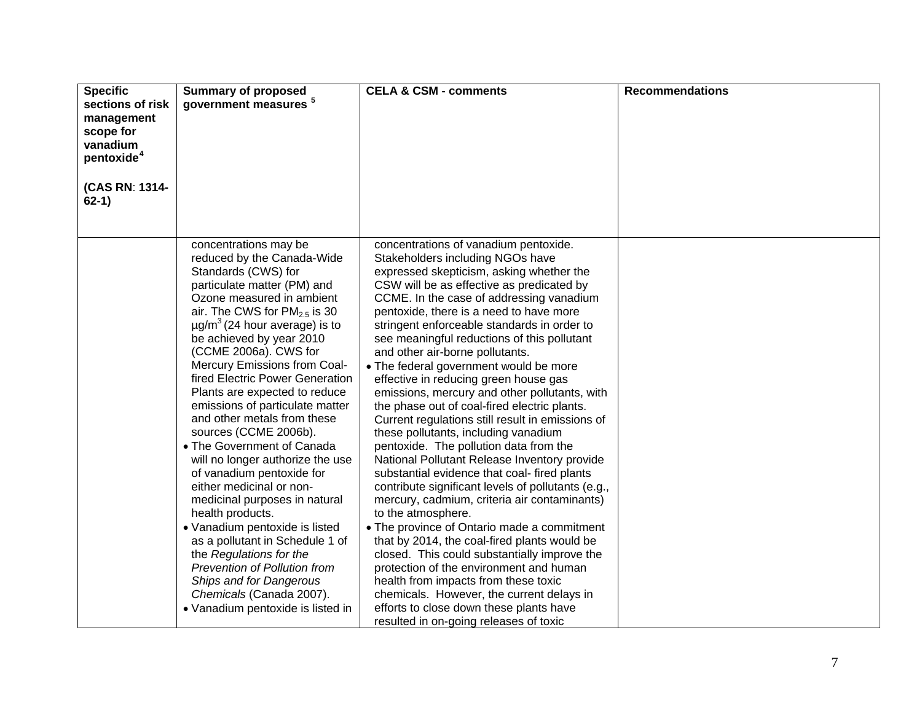| Specific sections of risk management scope for vanadium pentoxide[4] (CAS RN: 1314-62-1) | Summary of proposed government measures [5] | CELA & CSM - comments | Recommendations |
|---|---|---|---|
| | concentrations may be reduced by the Canada-Wide Standards (CWS) for particulate matter (PM) and Ozone measured in ambient air. The CWS for $PM_{2.5}$ is 30 $\mu g/m^3$ (24 hour average) is to be achieved by year 2010 (CCME 2006a). CWS for Mercury Emissions from Coal-fired Electric Power Generation Plants are expected to reduce emissions of particulate matter and other metals from these sources (CCME 2006b).<br>• The Government of Canada will no longer authorize the use of vanadium pentoxide for either medicinal or non-medicinal purposes in natural health products.<br>• Vanadium pentoxide is listed as a pollutant in Schedule 1 of the *Regulations for the Prevention of Pollution from Ships and for Dangerous Chemicals* (Canada 2007).<br>• Vanadium pentoxide is listed in | concentrations of vanadium pentoxide. Stakeholders including NGOs have expressed skepticism, asking whether the CSW will be as effective as predicated by CCME. In the case of addressing vanadium pentoxide, there is a need to have more stringent enforceable standards in order to see meaningful reductions of this pollutant and other air-borne pollutants.<br>• The federal government would be more effective in reducing green house gas emissions, mercury and other pollutants, with the phase out of coal-fired electric plants. Current regulations still result in emissions of these pollutants, including vanadium pentoxide. The pollution data from the National Pollutant Release Inventory provide substantial evidence that coal- fired plants contribute significant levels of pollutants (e.g., mercury, cadmium, criteria air contaminants) to the atmosphere.<br>• The province of Ontario made a commitment that by 2014, the coal-fired plants would be closed. This could substantially improve the protection of the environment and human health from impacts from these toxic chemicals. However, the current delays in efforts to close down these plants have resulted in on-going releases of toxic | |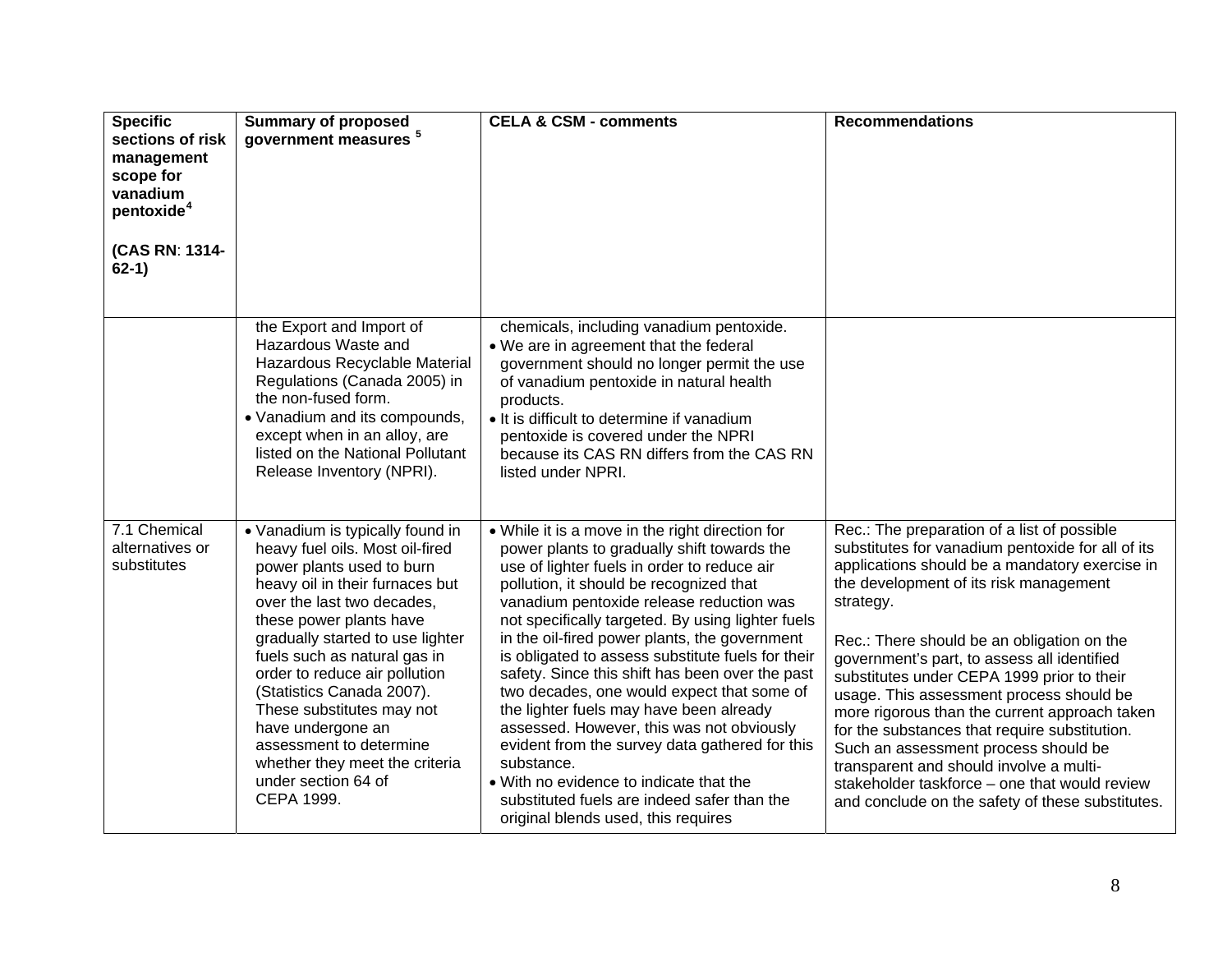| Specific sections of risk management scope for vanadium pentoxide[4] (CAS RN: 1314-62-1) | Summary of proposed government measures [5] | CELA & CSM - comments | Recommendations |
|---|---|---|---|
| | the Export and Import of Hazardous Waste and Hazardous Recyclable Material Regulations (Canada 2005) in the non-fused form.<br>• Vanadium and its compounds, except when in an alloy, are listed on the National Pollutant Release Inventory (NPRI). | chemicals, including vanadium pentoxide.<br>• We are in agreement that the federal government should no longer permit the use of vanadium pentoxide in natural health products.<br>• It is difficult to determine if vanadium pentoxide is covered under the NPRI because its CAS RN differs from the CAS RN listed under NPRI. | |
| 7.1 Chemical alternatives or substitutes | • Vanadium is typically found in heavy fuel oils. Most oil-fired power plants used to burn heavy oil in their furnaces but over the last two decades, these power plants have gradually started to use lighter fuels such as natural gas in order to reduce air pollution (Statistics Canada 2007). These substitutes may not have undergone an assessment to determine whether they meet the criteria under section 64 of CEPA 1999. | • While it is a move in the right direction for power plants to gradually shift towards the use of lighter fuels in order to reduce air pollution, it should be recognized that vanadium pentoxide release reduction was not specifically targeted. By using lighter fuels in the oil-fired power plants, the government is obligated to assess substitute fuels for their safety. Since this shift has been over the past two decades, one would expect that some of the lighter fuels may have been already assessed. However, this was not obviously evident from the survey data gathered for this substance.<br>• With no evidence to indicate that the substituted fuels are indeed safer than the original blends used, this requires | Rec.: The preparation of a list of possible substitutes for vanadium pentoxide for all of its applications should be a mandatory exercise in the development of its risk management strategy.<br><br>Rec.: There should be an obligation on the government's part, to assess all identified substitutes under CEPA 1999 prior to their usage. This assessment process should be more rigorous than the current approach taken for the substances that require substitution. Such an assessment process should be transparent and should involve a multi-stakeholder taskforce – one that would review and conclude on the safety of these substitutes. |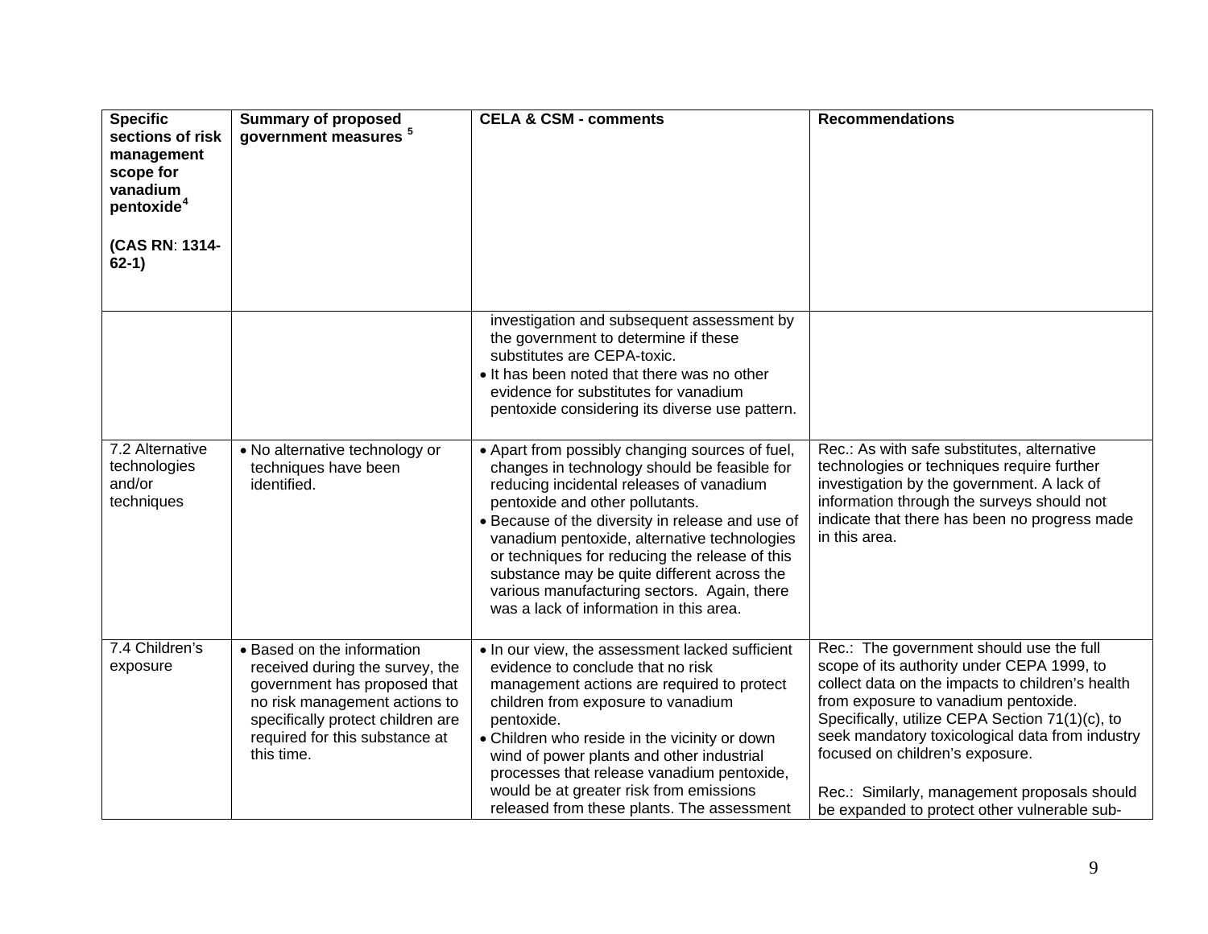| Specific sections of risk management scope for vanadium pentoxide[4] (CAS RN: 1314-62-1) | Summary of proposed government measures [5] | CELA & CSM - comments | Recommendations |
|---|---|---|---|
| | | investigation and subsequent assessment by the government to determine if these substitutes are CEPA-toxic. • It has been noted that there was no other evidence for substitutes for vanadium pentoxide considering its diverse use pattern. | |
| 7.2 Alternative technologies and/or techniques | • No alternative technology or techniques have been identified. | • Apart from possibly changing sources of fuel, changes in technology should be feasible for reducing incidental releases of vanadium pentoxide and other pollutants. • Because of the diversity in release and use of vanadium pentoxide, alternative technologies or techniques for reducing the release of this substance may be quite different across the various manufacturing sectors. Again, there was a lack of information in this area. | Rec.: As with safe substitutes, alternative technologies or techniques require further investigation by the government. A lack of information through the surveys should not indicate that there has been no progress made in this area. |
| 7.4 Children's exposure | • Based on the information received during the survey, the government has proposed that no risk management actions to specifically protect children are required for this substance at this time. | • In our view, the assessment lacked sufficient evidence to conclude that no risk management actions are required to protect children from exposure to vanadium pentoxide. • Children who reside in the vicinity or down wind of power plants and other industrial processes that release vanadium pentoxide, would be at greater risk from emissions released from these plants. The assessment | Rec.: The government should use the full scope of its authority under CEPA 1999, to collect data on the impacts to children's health from exposure to vanadium pentoxide. Specifically, utilize CEPA Section 71(1)(c), to seek mandatory toxicological data from industry focused on children's exposure. Rec.: Similarly, management proposals should be expanded to protect other vulnerable sub- |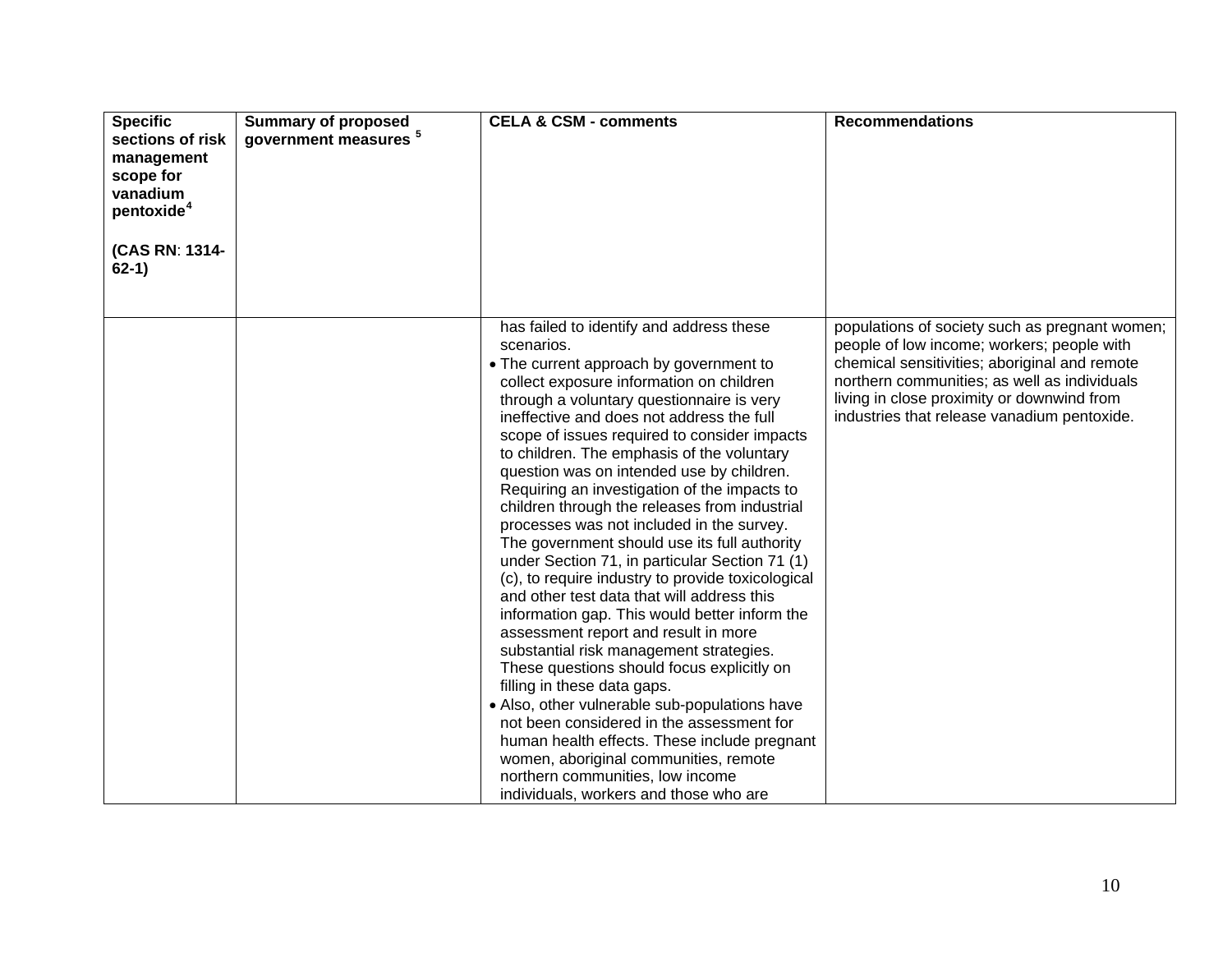| Specific sections of risk management scope for vanadium pentoxide[4] (CAS RN: 1314-62-1) | Summary of proposed government measures [5] | CELA & CSM - comments | Recommendations |
|---|---|---|---|
| | | has failed to identify and address these scenarios.<br>• The current approach by government to collect exposure information on children through a voluntary questionnaire is very ineffective and does not address the full scope of issues required to consider impacts to children. The emphasis of the voluntary question was on intended use by children. Requiring an investigation of the impacts to children through the releases from industrial processes was not included in the survey. The government should use its full authority under Section 71, in particular Section 71 (1) (c), to require industry to provide toxicological and other test data that will address this information gap. This would better inform the assessment report and result in more substantial risk management strategies. These questions should focus explicitly on filling in these data gaps.<br>• Also, other vulnerable sub-populations have not been considered in the assessment for human health effects. These include pregnant women, aboriginal communities, remote northern communities, low income individuals, workers and those who are | populations of society such as pregnant women; people of low income; workers; people with chemical sensitivities; aboriginal and remote northern communities; as well as individuals living in close proximity or downwind from industries that release vanadium pentoxide. |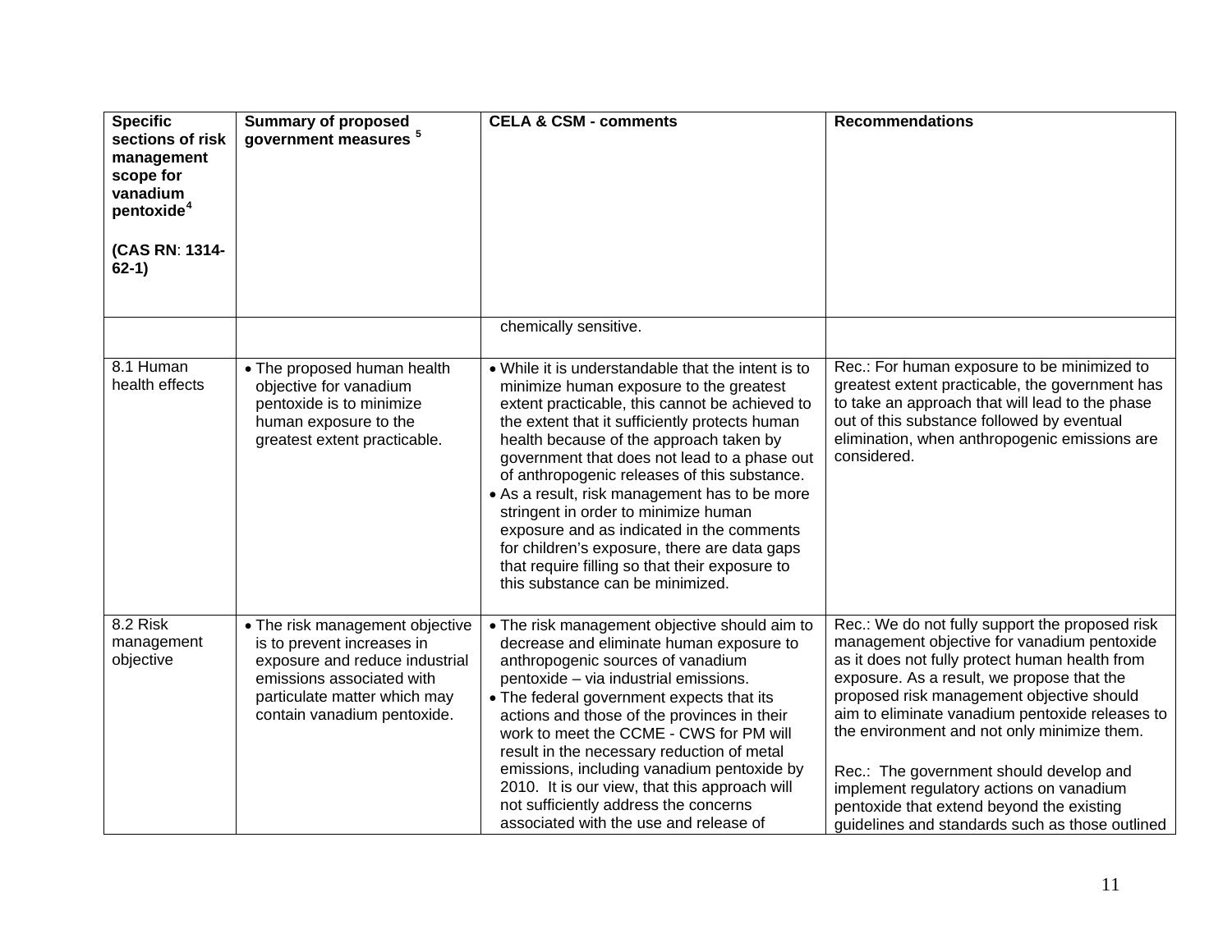| Specific sections of risk management scope for vanadium pentoxide[4] (CAS RN: 1314-62-1) | Summary of proposed government measures [5] | CELA & CSM - comments | Recommendations |
|---|---|---|---|
| | | chemically sensitive. | |
| 8.1 Human health effects | • The proposed human health objective for vanadium pentoxide is to minimize human exposure to the greatest extent practicable. | • While it is understandable that the intent is to minimize human exposure to the greatest extent practicable, this cannot be achieved to the extent that it sufficiently protects human health because of the approach taken by government that does not lead to a phase out of anthropogenic releases of this substance.<br>• As a result, risk management has to be more stringent in order to minimize human exposure and as indicated in the comments for children's exposure, there are data gaps that require filling so that their exposure to this substance can be minimized. | Rec.: For human exposure to be minimized to greatest extent practicable, the government has to take an approach that will lead to the phase out of this substance followed by eventual elimination, when anthropogenic emissions are considered. |
| 8.2 Risk management objective | • The risk management objective is to prevent increases in exposure and reduce industrial emissions associated with particulate matter which may contain vanadium pentoxide. | • The risk management objective should aim to decrease and eliminate human exposure to anthropogenic sources of vanadium pentoxide – via industrial emissions.<br>• The federal government expects that its actions and those of the provinces in their work to meet the CCME - CWS for PM will result in the necessary reduction of metal emissions, including vanadium pentoxide by 2010. It is our view, that this approach will not sufficiently address the concerns associated with the use and release of | Rec.: We do not fully support the proposed risk management objective for vanadium pentoxide as it does not fully protect human health from exposure. As a result, we propose that the proposed risk management objective should aim to eliminate vanadium pentoxide releases to the environment and not only minimize them.<br><br>Rec.: The government should develop and implement regulatory actions on vanadium pentoxide that extend beyond the existing guidelines and standards such as those outlined |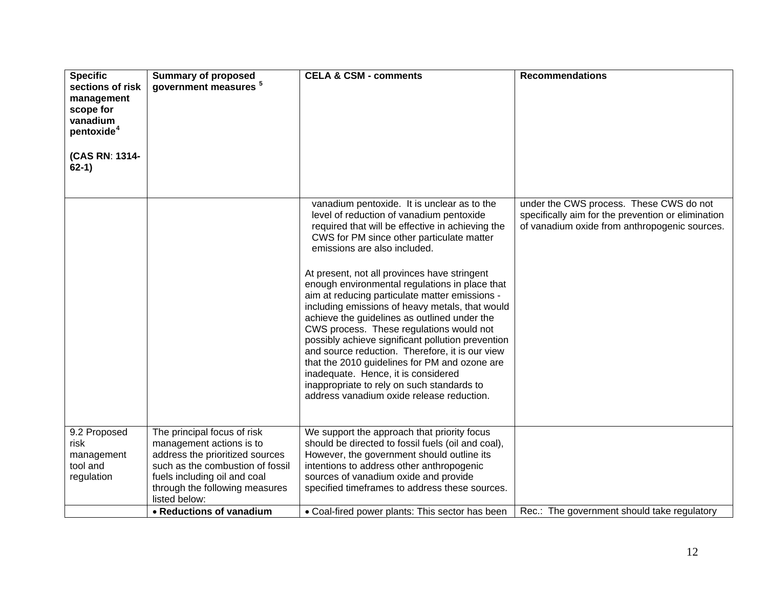| Specific sections of risk management scope for vanadium pentoxide[4] (CAS RN: 1314-62-1) | Summary of proposed government measures [5] | CELA & CSM - comments | Recommendations |
|---|---|---|---|
| | | vanadium pentoxide. It is unclear as to the level of reduction of vanadium pentoxide required that will be effective in achieving the CWS for PM since other particulate matter emissions are also included.<br><br>At present, not all provinces have stringent enough environmental regulations in place that aim at reducing particulate matter emissions - including emissions of heavy metals, that would achieve the guidelines as outlined under the CWS process. These regulations would not possibly achieve significant pollution prevention and source reduction. Therefore, it is our view that the 2010 guidelines for PM and ozone are inadequate. Hence, it is considered inappropriate to rely on such standards to address vanadium oxide release reduction. | under the CWS process. These CWS do not specifically aim for the prevention or elimination of vanadium oxide from anthropogenic sources. |
| 9.2 Proposed risk management tool and regulation | The principal focus of risk management actions is to address the prioritized sources such as the combustion of fossil fuels including oil and coal through the following measures listed below: | We support the approach that priority focus should be directed to fossil fuels (oil and coal), However, the government should outline its intentions to address other anthropogenic sources of vanadium oxide and provide specified timeframes to address these sources. | |
| | • **Reductions of vanadium** | • Coal-fired power plants: This sector has been | Rec.: The government should take regulatory |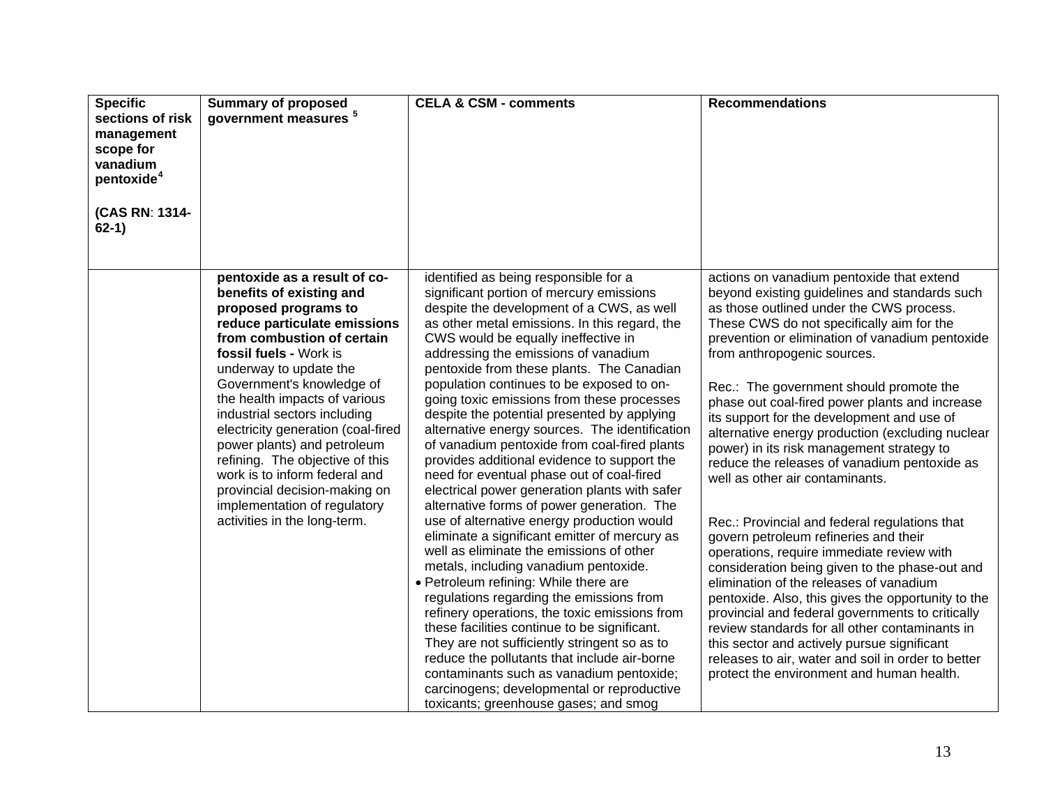| Specific sections of risk management scope for vanadium pentoxide[4] (CAS RN: 1314-62-1) | Summary of proposed government measures [5] | CELA & CSM - comments | Recommendations |
|---|---|---|---|
| | **pentoxide as a result of co-benefits of existing and proposed programs to reduce particulate emissions from combustion of certain fossil fuels -** Work is underway to update the Government's knowledge of the health impacts of various industrial sectors including electricity generation (coal-fired power plants) and petroleum refining. The objective of this work is to inform federal and provincial decision-making on implementation of regulatory activities in the long-term. | identified as being responsible for a significant portion of mercury emissions despite the development of a CWS, as well as other metal emissions. In this regard, the CWS would be equally ineffective in addressing the emissions of vanadium pentoxide from these plants. The Canadian population continues to be exposed to on-going toxic emissions from these processes despite the potential presented by applying alternative energy sources. The identification of vanadium pentoxide from coal-fired plants provides additional evidence to support the need for eventual phase out of coal-fired electrical power generation plants with safer alternative forms of power generation. The use of alternative energy production would eliminate a significant emitter of mercury as well as eliminate the emissions of other metals, including vanadium pentoxide.<br>• Petroleum refining: While there are regulations regarding the emissions from refinery operations, the toxic emissions from these facilities continue to be significant. They are not sufficiently stringent so as to reduce the pollutants that include air-borne contaminants such as vanadium pentoxide; carcinogens; developmental or reproductive toxicants; greenhouse gases; and smog | actions on vanadium pentoxide that extend beyond existing guidelines and standards such as those outlined under the CWS process. These CWS do not specifically aim for the prevention or elimination of vanadium pentoxide from anthropogenic sources.<br><br>Rec.: The government should promote the phase out coal-fired power plants and increase its support for the development and use of alternative energy production (excluding nuclear power) in its risk management strategy to reduce the releases of vanadium pentoxide as well as other air contaminants.<br><br>Rec.: Provincial and federal regulations that govern petroleum refineries and their operations, require immediate review with consideration being given to the phase-out and elimination of the releases of vanadium pentoxide. Also, this gives the opportunity to the provincial and federal governments to critically review standards for all other contaminants in this sector and actively pursue significant releases to air, water and soil in order to better protect the environment and human health. |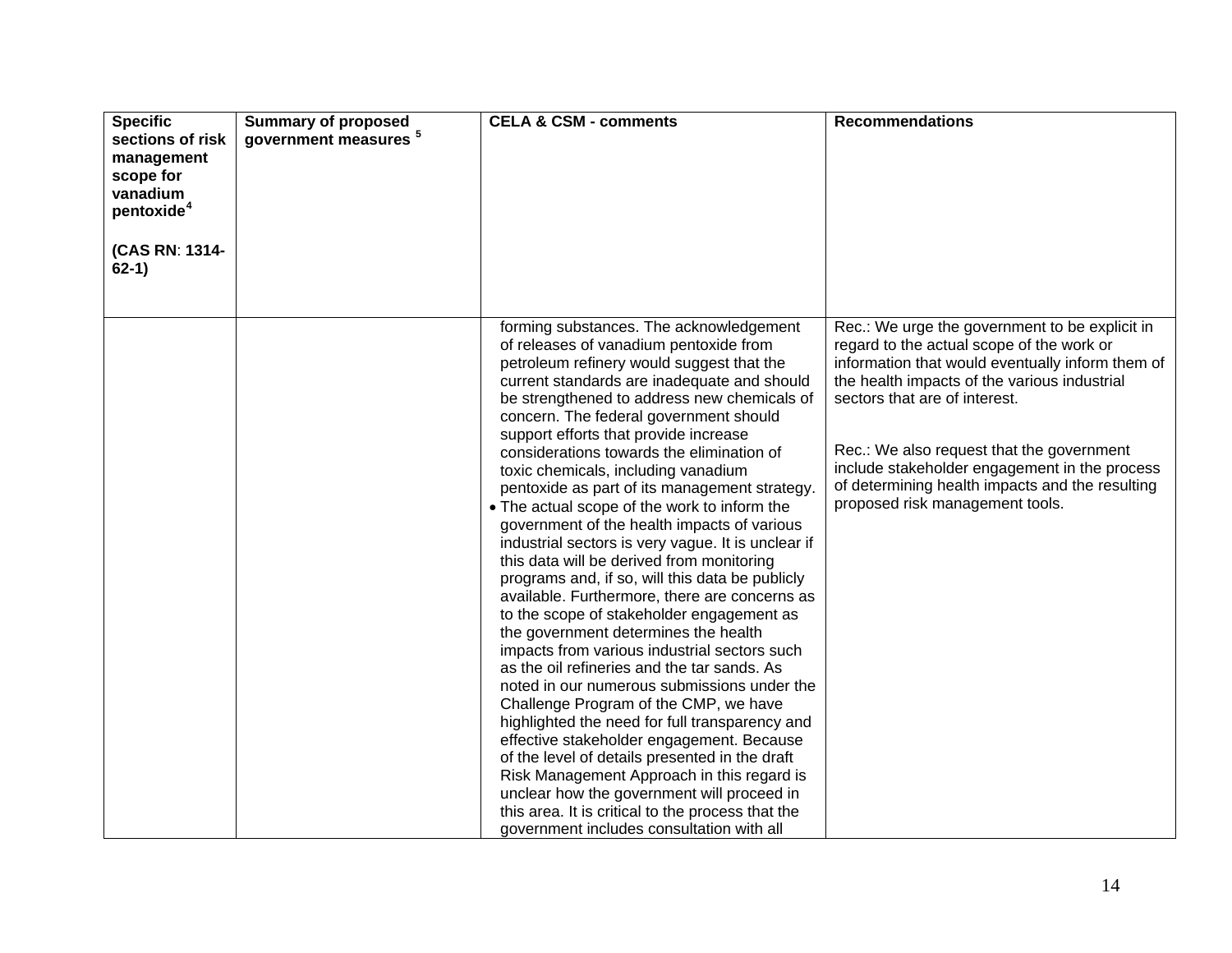| Specific sections of risk management scope for vanadium pentoxide[4] (CAS RN: 1314-62-1) | Summary of proposed government measures [5] | CELA & CSM - comments | Recommendations |
|---|---|---|---|
| | | forming substances. The acknowledgement of releases of vanadium pentoxide from petroleum refinery would suggest that the current standards are inadequate and should be strengthened to address new chemicals of concern. The federal government should support efforts that provide increase considerations towards the elimination of toxic chemicals, including vanadium pentoxide as part of its management strategy.<br>• The actual scope of the work to inform the government of the health impacts of various industrial sectors is very vague. It is unclear if this data will be derived from monitoring programs and, if so, will this data be publicly available. Furthermore, there are concerns as to the scope of stakeholder engagement as the government determines the health impacts from various industrial sectors such as the oil refineries and the tar sands. As noted in our numerous submissions under the Challenge Program of the CMP, we have highlighted the need for full transparency and effective stakeholder engagement. Because of the level of details presented in the draft Risk Management Approach in this regard is unclear how the government will proceed in this area. It is critical to the process that the government includes consultation with all | Rec.: We urge the government to be explicit in regard to the actual scope of the work or information that would eventually inform them of the health impacts of the various industrial sectors that are of interest.<br><br>Rec.: We also request that the government include stakeholder engagement in the process of determining health impacts and the resulting proposed risk management tools. |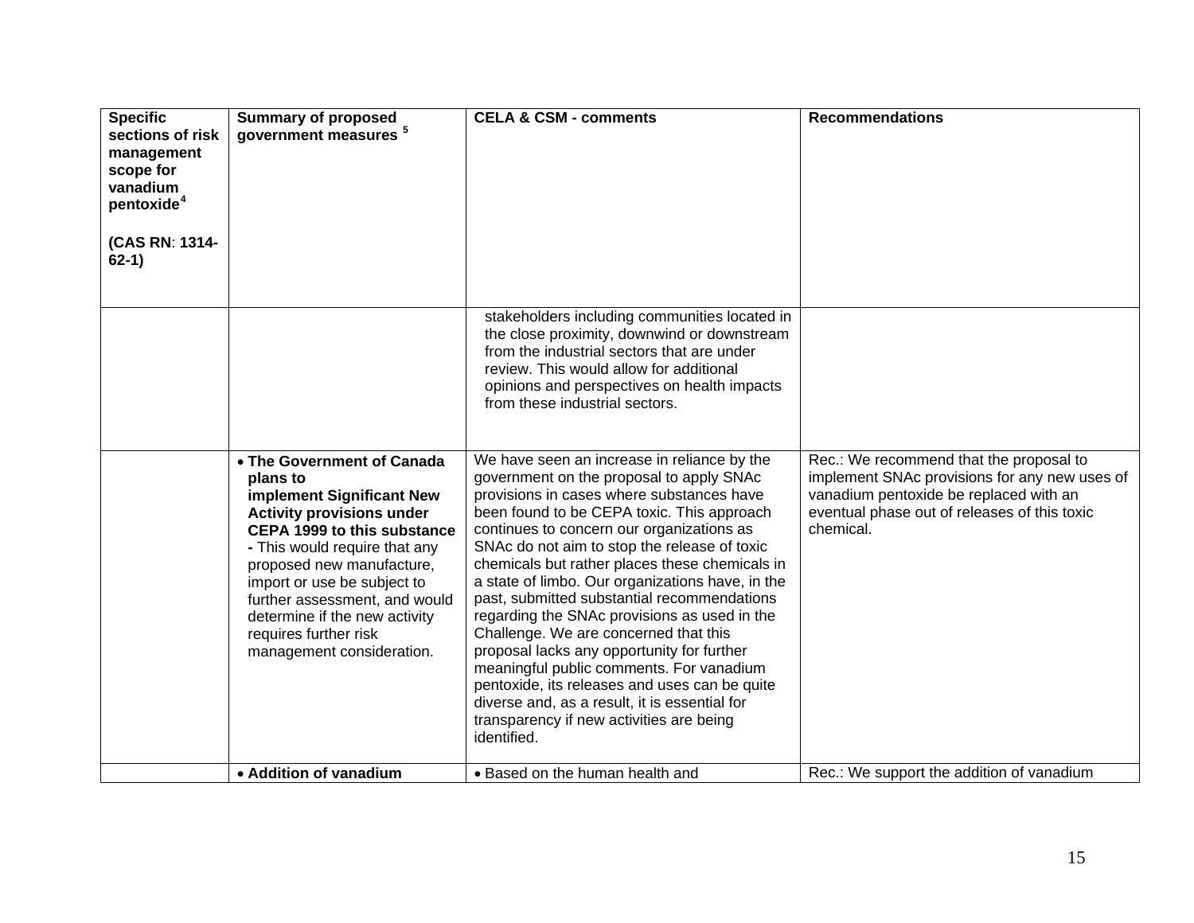| **Specific sections of risk management scope for vanadium pentoxide**[4] **(CAS RN: 1314-62-1)** | **Summary of proposed government measures** [5] | **CELA & CSM - comments** | **Recommendations** |
|---|---|---|---|
| | | stakeholders including communities located in the close proximity, downwind or downstream from the industrial sectors that are under review. This would allow for additional opinions and perspectives on health impacts from these industrial sectors. | |
| | • **The Government of Canada plans to implement Significant New Activity provisions under CEPA 1999 to this substance -** This would require that any proposed new manufacture, import or use be subject to further assessment, and would determine if the new activity requires further risk management consideration. | We have seen an increase in reliance by the government on the proposal to apply SNAc provisions in cases where substances have been found to be CEPA toxic. This approach continues to concern our organizations as SNAc do not aim to stop the release of toxic chemicals but rather places these chemicals in a state of limbo. Our organizations have, in the past, submitted substantial recommendations regarding the SNAc provisions as used in the Challenge. We are concerned that this proposal lacks any opportunity for further meaningful public comments. For vanadium pentoxide, its releases and uses can be quite diverse and, as a result, it is essential for transparency if new activities are being identified. | Rec.: We recommend that the proposal to implement SNAc provisions for any new uses of vanadium pentoxide be replaced with an eventual phase out of releases of this toxic chemical. |
| | • **Addition of vanadium** | • Based on the human health and | Rec.: We support the addition of vanadium |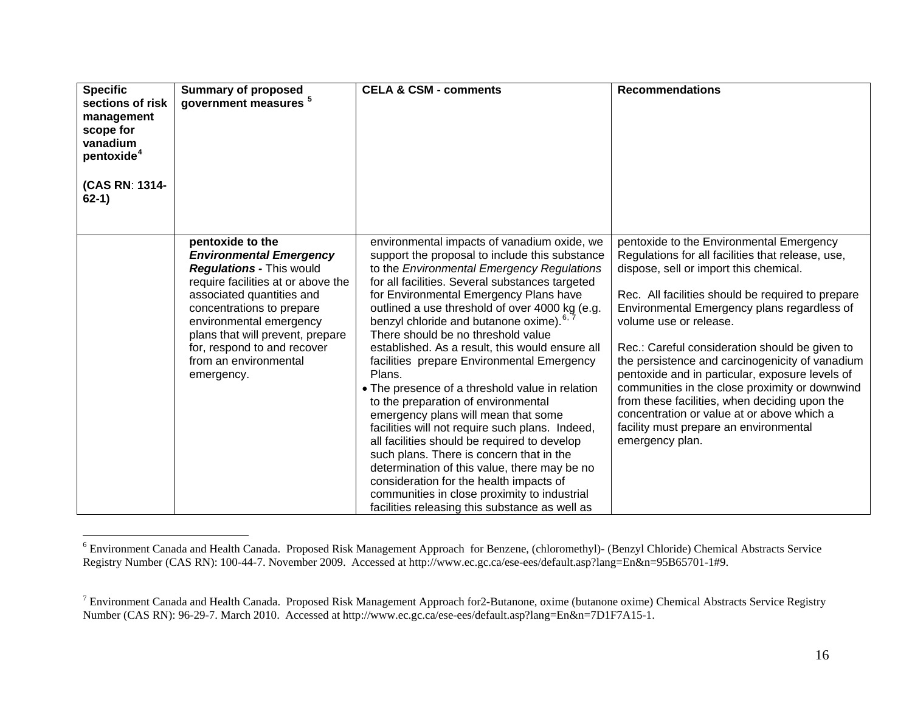| Specific sections of risk management scope for vanadium pentoxide[4] **(CAS RN: 1314-62-1)** | Summary of proposed government measures [5] | CELA & CSM - comments | Recommendations |
|---|---|---|---|
| | **pentoxide to the *Environmental Emergency Regulations* -** This would require facilities at or above the associated quantities and concentrations to prepare environmental emergency plans that will prevent, prepare for, respond to and recover from an environmental emergency. | environmental impacts of vanadium oxide, we support the proposal to include this substance to the *Environmental Emergency Regulations* for all facilities. Several substances targeted for Environmental Emergency Plans have outlined a use threshold of over 4000 kg (e.g. benzyl chloride and butanone oxime).[6, 7] There should be no threshold value established. As a result, this would ensure all facilities prepare Environmental Emergency Plans.<br>• The presence of a threshold value in relation to the preparation of environmental emergency plans will mean that some facilities will not require such plans. Indeed, all facilities should be required to develop such plans. There is concern that in the determination of this value, there may be no consideration for the health impacts of communities in close proximity to industrial facilities releasing this substance as well as | pentoxide to the Environmental Emergency Regulations for all facilities that release, use, dispose, sell or import this chemical.<br><br>Rec. All facilities should be required to prepare Environmental Emergency plans regardless of volume use or release.<br><br>Rec.: Careful consideration should be given to the persistence and carcinogenicity of vanadium pentoxide and in particular, exposure levels of communities in the close proximity or downwind from these facilities, when deciding upon the concentration or value at or above which a facility must prepare an environmental emergency plan. |

[6] Environment Canada and Health Canada. Proposed Risk Management Approach for Benzene, (chloromethyl)- (Benzyl Chloride) Chemical Abstracts Service Registry Number (CAS RN): 100-44-7. November 2009. Accessed at http://www.ec.gc.ca/ese-ees/default.asp?lang=En&n=95B65701-1#9.

[7] Environment Canada and Health Canada. Proposed Risk Management Approach for2-Butanone, oxime (butanone oxime) Chemical Abstracts Service Registry Number (CAS RN): 96-29-7. March 2010. Accessed at http://www.ec.gc.ca/ese-ees/default.asp?lang=En&n=7D1F7A15-1.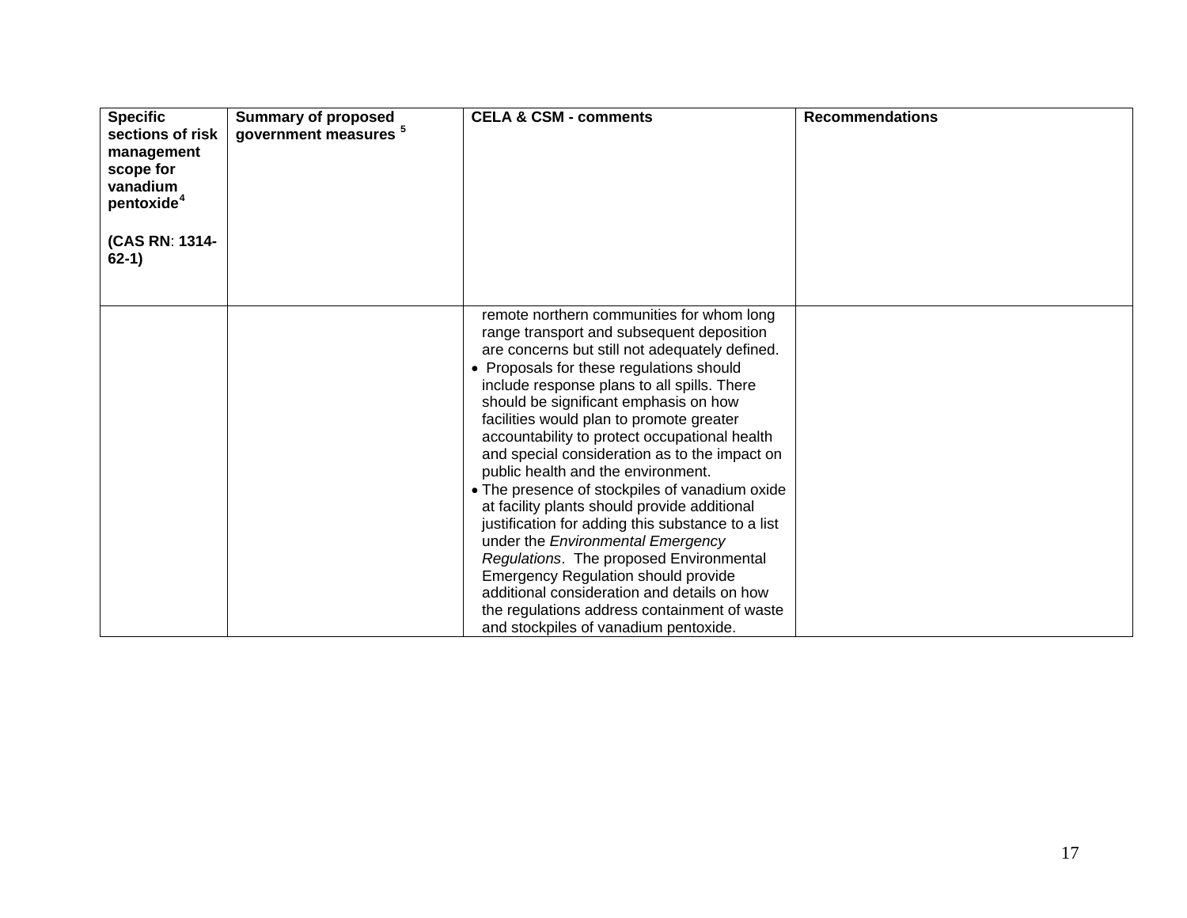| Specific sections of risk management scope for vanadium pentoxide[4] (CAS RN: 1314-62-1) | Summary of proposed government measures [5] | CELA & CSM - comments | Recommendations |
|---|---|---|---|
| | | remote northern communities for whom long range transport and subsequent deposition are concerns but still not adequately defined.<br>• Proposals for these regulations should include response plans to all spills. There should be significant emphasis on how facilities would plan to promote greater accountability to protect occupational health and special consideration as to the impact on public health and the environment.<br>• The presence of stockpiles of vanadium oxide at facility plants should provide additional justification for adding this substance to a list under the *Environmental Emergency Regulations*. The proposed Environmental Emergency Regulation should provide additional consideration and details on how the regulations address containment of waste and stockpiles of vanadium pentoxide. | |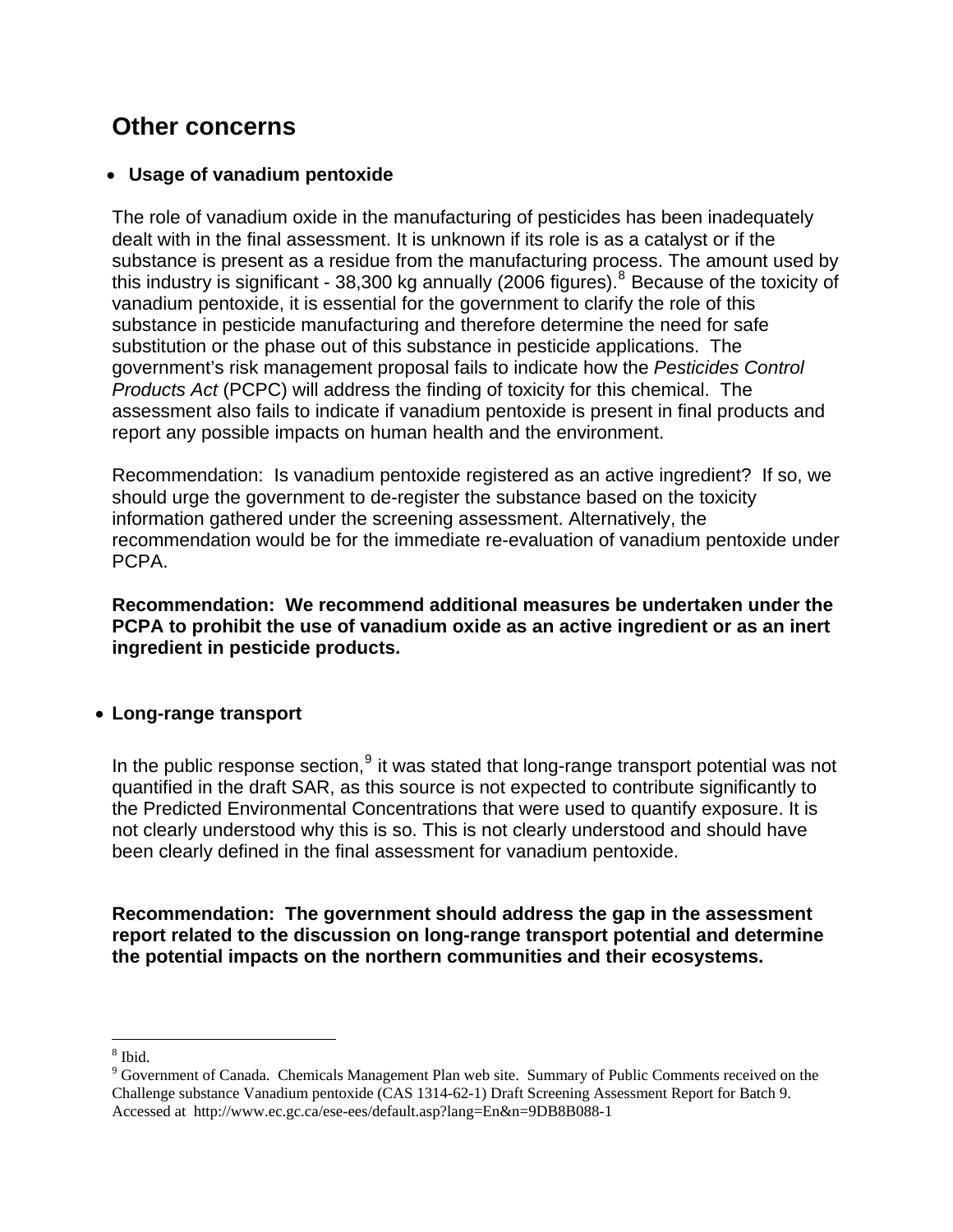## Other concerns

- **Usage of vanadium pentoxide**

The role of vanadium oxide in the manufacturing of pesticides has been inadequately dealt with in the final assessment. It is unknown if its role is as a catalyst or if the substance is present as a residue from the manufacturing process. The amount used by this industry is significant - 38,300 kg annually (2006 figures).[8] Because of the toxicity of vanadium pentoxide, it is essential for the government to clarify the role of this substance in pesticide manufacturing and therefore determine the need for safe substitution or the phase out of this substance in pesticide applications. The government's risk management proposal fails to indicate how the *Pesticides Control Products Act* (PCPC) will address the finding of toxicity for this chemical. The assessment also fails to indicate if vanadium pentoxide is present in final products and report any possible impacts on human health and the environment.

Recommendation: Is vanadium pentoxide registered as an active ingredient? If so, we should urge the government to de-register the substance based on the toxicity information gathered under the screening assessment. Alternatively, the recommendation would be for the immediate re-evaluation of vanadium pentoxide under PCPA.

**Recommendation: We recommend additional measures be undertaken under the PCPA to prohibit the use of vanadium oxide as an active ingredient or as an inert ingredient in pesticide products.**

- **Long-range transport**

In the public response section,[9] it was stated that long-range transport potential was not quantified in the draft SAR, as this source is not expected to contribute significantly to the Predicted Environmental Concentrations that were used to quantify exposure. It is not clearly understood why this is so. This is not clearly understood and should have been clearly defined in the final assessment for vanadium pentoxide.

**Recommendation: The government should address the gap in the assessment report related to the discussion on long-range transport potential and determine the potential impacts on the northern communities and their ecosystems.**

---

[8] Ibid.

[9] Government of Canada. Chemicals Management Plan web site. Summary of Public Comments received on the Challenge substance Vanadium pentoxide (CAS 1314-62-1) Draft Screening Assessment Report for Batch 9. Accessed at http://www.ec.gc.ca/ese-ees/default.asp?lang=En&n=9DB8B088-1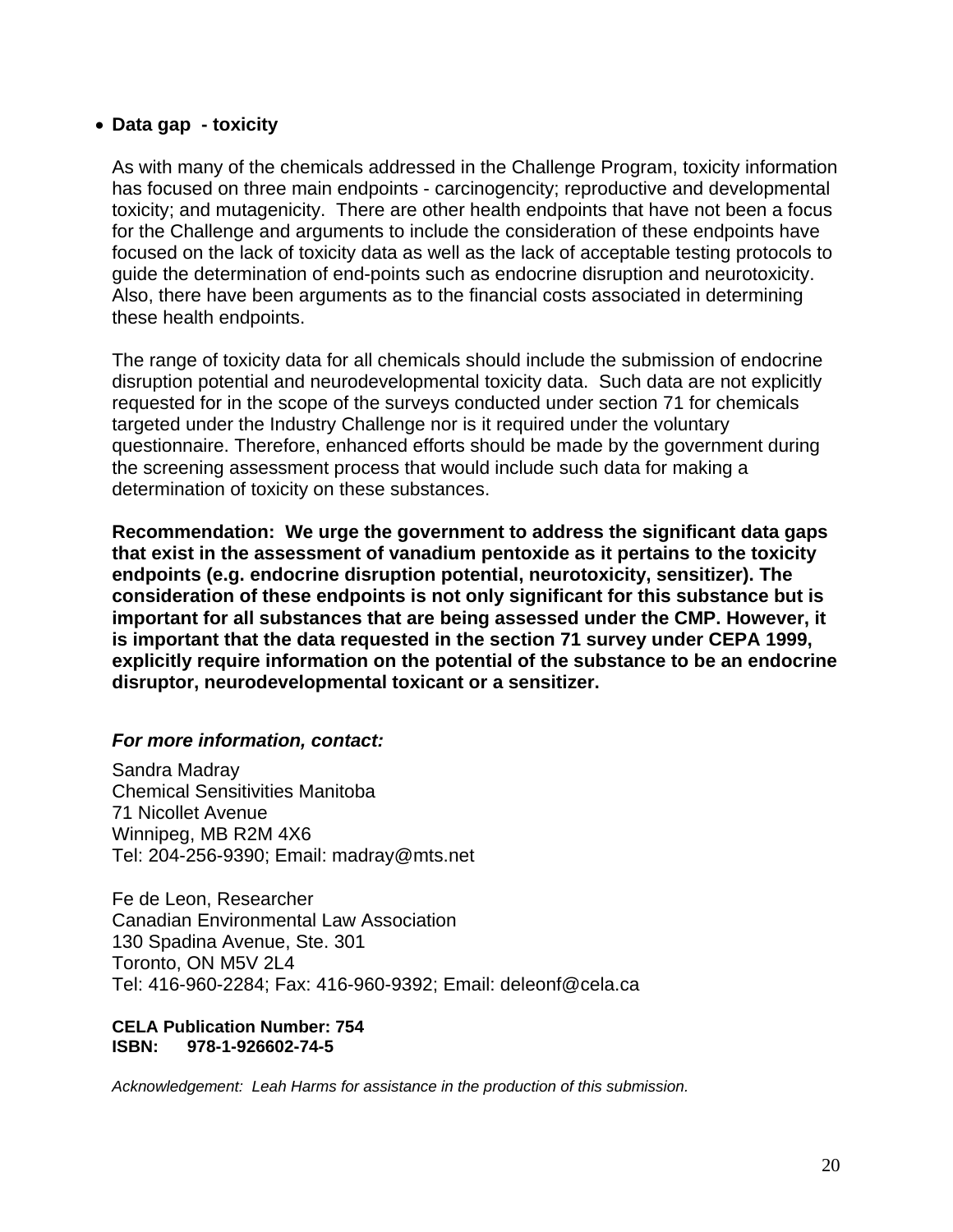- **Data gap - toxicity**

  As with many of the chemicals addressed in the Challenge Program, toxicity information has focused on three main endpoints - carcinogencity; reproductive and developmental toxicity; and mutagenicity. There are other health endpoints that have not been a focus for the Challenge and arguments to include the consideration of these endpoints have focused on the lack of toxicity data as well as the lack of acceptable testing protocols to guide the determination of end-points such as endocrine disruption and neurotoxicity. Also, there have been arguments as to the financial costs associated in determining these health endpoints.

  The range of toxicity data for all chemicals should include the submission of endocrine disruption potential and neurodevelopmental toxicity data. Such data are not explicitly requested for in the scope of the surveys conducted under section 71 for chemicals targeted under the Industry Challenge nor is it required under the voluntary questionnaire. Therefore, enhanced efforts should be made by the government during the screening assessment process that would include such data for making a determination of toxicity on these substances.

  **Recommendation: We urge the government to address the significant data gaps that exist in the assessment of vanadium pentoxide as it pertains to the toxicity endpoints (e.g. endocrine disruption potential, neurotoxicity, sensitizer). The consideration of these endpoints is not only significant for this substance but is important for all substances that are being assessed under the CMP. However, it is important that the data requested in the section 71 survey under CEPA 1999, explicitly require information on the potential of the substance to be an endocrine disruptor, neurodevelopmental toxicant or a sensitizer.**

***For more information, contact:***

Sandra Madray
Chemical Sensitivities Manitoba
71 Nicollet Avenue
Winnipeg, MB R2M 4X6
Tel: 204-256-9390; Email: madray@mts.net

Fe de Leon, Researcher
Canadian Environmental Law Association
130 Spadina Avenue, Ste. 301
Toronto, ON M5V 2L4
Tel: 416-960-2284; Fax: 416-960-9392; Email: deleonf@cela.ca

**CELA Publication Number: 754**
**ISBN: 978-1-926602-74-5**

*Acknowledgement: Leah Harms for assistance in the production of this submission.*